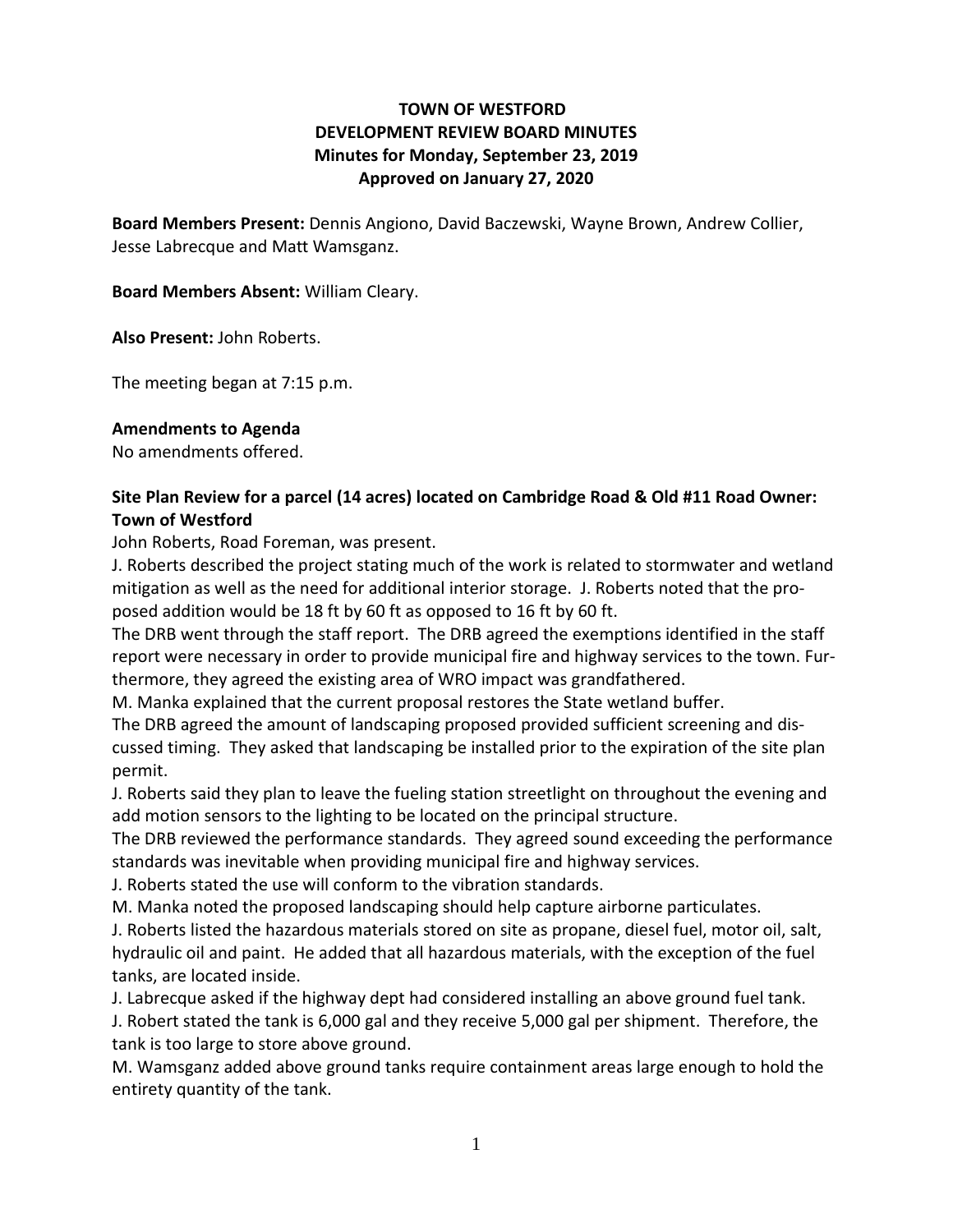# TOWN OF WESTFORD
## DEVELOPMENT REVIEW BOARD MINUTES
### Minutes for Monday, September 23, 2019
### Approved on January 27, 2020

**Board Members Present:** Dennis Angiono, David Baczewski, Wayne Brown, Andrew Collier, Jesse Labrecque and Matt Wamsganz.

**Board Members Absent:** William Cleary.

**Also Present:** John Roberts.

The meeting began at 7:15 p.m.

**Amendments to Agenda**
No amendments offered.

**Site Plan Review for a parcel (14 acres) located on Cambridge Road & Old #11 Road Owner: Town of Westford**

John Roberts, Road Foreman, was present.

J. Roberts described the project stating much of the work is related to stormwater and wetland mitigation as well as the need for additional interior storage. J. Roberts noted that the proposed addition would be 18 ft by 60 ft as opposed to 16 ft by 60 ft.

The DRB went through the staff report. The DRB agreed the exemptions identified in the staff report were necessary in order to provide municipal fire and highway services to the town. Furthermore, they agreed the existing area of WRO impact was grandfathered.

M. Manka explained that the current proposal restores the State wetland buffer.

The DRB agreed the amount of landscaping proposed provided sufficient screening and discussed timing. They asked that landscaping be installed prior to the expiration of the site plan permit.

J. Roberts said they plan to leave the fueling station streetlight on throughout the evening and add motion sensors to the lighting to be located on the principal structure.

The DRB reviewed the performance standards. They agreed sound exceeding the performance standards was inevitable when providing municipal fire and highway services.

J. Roberts stated the use will conform to the vibration standards.

M. Manka noted the proposed landscaping should help capture airborne particulates.

J. Roberts listed the hazardous materials stored on site as propane, diesel fuel, motor oil, salt, hydraulic oil and paint. He added that all hazardous materials, with the exception of the fuel tanks, are located inside.

J. Labrecque asked if the highway dept had considered installing an above ground fuel tank.

J. Robert stated the tank is 6,000 gal and they receive 5,000 gal per shipment. Therefore, the tank is too large to store above ground.

M. Wamsganz added above ground tanks require containment areas large enough to hold the entirety quantity of the tank.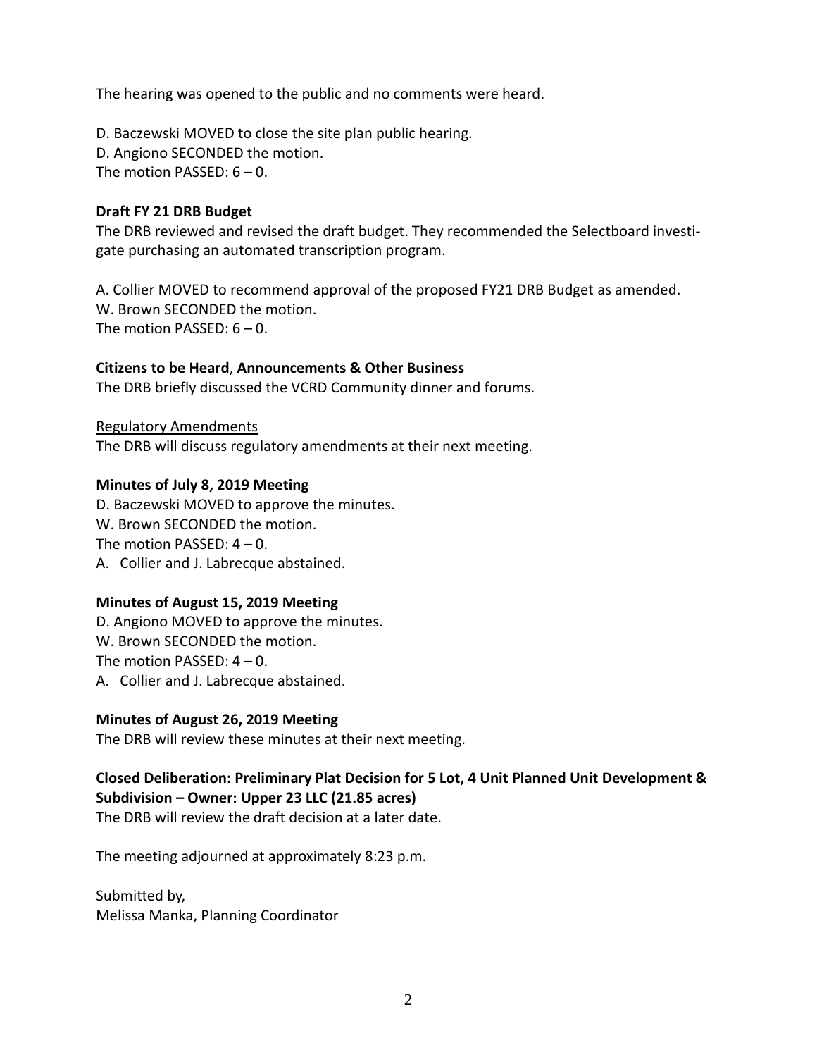The hearing was opened to the public and no comments were heard.

D. Baczewski MOVED to close the site plan public hearing.
D. Angiono SECONDED the motion.
The motion PASSED: 6 – 0.

**Draft FY 21 DRB Budget**

The DRB reviewed and revised the draft budget. They recommended the Selectboard investigate purchasing an automated transcription program.

A. Collier MOVED to recommend approval of the proposed FY21 DRB Budget as amended.
W. Brown SECONDED the motion.
The motion PASSED: 6 – 0.

**Citizens to be Heard**, **Announcements & Other Business**

The DRB briefly discussed the VCRD Community dinner and forums.

Regulatory Amendments

The DRB will discuss regulatory amendments at their next meeting.

**Minutes of July 8, 2019 Meeting**

D. Baczewski MOVED to approve the minutes.
W. Brown SECONDED the motion.
The motion PASSED: 4 – 0.
A. Collier and J. Labrecque abstained.

**Minutes of August 15, 2019 Meeting**

D. Angiono MOVED to approve the minutes.
W. Brown SECONDED the motion.
The motion PASSED: 4 – 0.
A. Collier and J. Labrecque abstained.

**Minutes of August 26, 2019 Meeting**

The DRB will review these minutes at their next meeting.

**Closed Deliberation: Preliminary Plat Decision for 5 Lot, 4 Unit Planned Unit Development & Subdivision – Owner: Upper 23 LLC (21.85 acres)**

The DRB will review the draft decision at a later date.

The meeting adjourned at approximately 8:23 p.m.

Submitted by,
Melissa Manka, Planning Coordinator